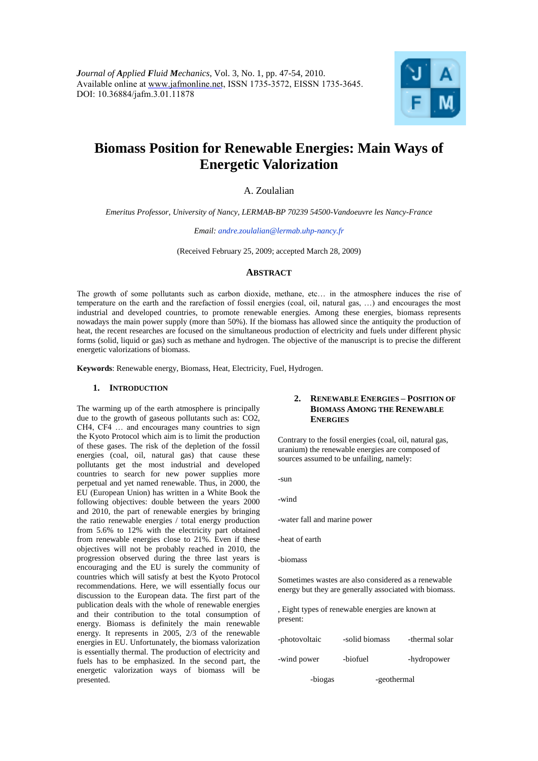*Journal of Applied Fluid Mechanics*, Vol. 3, No. 1, pp. 47-54, 2010.
Available online at www.jafmonline.net, ISSN 1735-3572, EISSN 1735-3645.
DOI: 10.36884/jafm.3.01.11878

# Biomass Position for Renewable Energies: Main Ways of Energetic Valorization

A. Zoulalian

*Emeritus Professor, University of Nancy, LERMAB-BP 70239 54500-Vandoeuvre les Nancy-France*

*Email: andre.zoulalian@lermab.uhp-nancy.fr*

(Received February 25, 2009; accepted March 28, 2009)

## ABSTRACT

The growth of some pollutants such as carbon dioxide, methane, etc… in the atmosphere induces the rise of temperature on the earth and the rarefaction of fossil energies (coal, oil, natural gas, …) and encourages the most industrial and developed countries, to promote renewable energies. Among these energies, biomass represents nowadays the main power supply (more than 50%). If the biomass has allowed since the antiquity the production of heat, the recent researches are focused on the simultaneous production of electricity and fuels under different physic forms (solid, liquid or gas) such as methane and hydrogen. The objective of the manuscript is to precise the different energetic valorizations of biomass.

**Keywords**: Renewable energy, Biomass, Heat, Electricity, Fuel, Hydrogen.

## 1. INTRODUCTION

The warming up of the earth atmosphere is principally due to the growth of gaseous pollutants such as: CO2, CH4, CF4 … and encourages many countries to sign the Kyoto Protocol which aim is to limit the production of these gases. The risk of the depletion of the fossil energies (coal, oil, natural gas) that cause these pollutants get the most industrial and developed countries to search for new power supplies more perpetual and yet named renewable. Thus, in 2000, the EU (European Union) has written in a White Book the following objectives: double between the years 2000 and 2010, the part of renewable energies by bringing the ratio renewable energies / total energy production from 5.6% to 12% with the electricity part obtained from renewable energies close to 21%. Even if these objectives will not be probably reached in 2010, the progression observed during the three last years is encouraging and the EU is surely the community of countries which will satisfy at best the Kyoto Protocol recommendations. Here, we will essentially focus our discussion to the European data. The first part of the publication deals with the whole of renewable energies and their contribution to the total consumption of energy. Biomass is definitely the main renewable energy. It represents in 2005, 2/3 of the renewable energies in EU. Unfortunately, the biomass valorization is essentially thermal. The production of electricity and fuels has to be emphasized. In the second part, the energetic valorization ways of biomass will be presented.

## 2. RENEWABLE ENERGIES – POSITION OF BIOMASS AMONG THE RENEWABLE ENERGIES

Contrary to the fossil energies (coal, oil, natural gas, uranium) the renewable energies are composed of sources assumed to be unfailing, namely:

-sun

-wind

-water fall and marine power

-heat of earth

-biomass

Sometimes wastes are also considered as a renewable energy but they are generally associated with biomass.

, Eight types of renewable energies are known at present:

-photovoltaic

-solid biomass

-thermal solar

-wind power

-biofuel

-hydropower

-biogas

-geothermal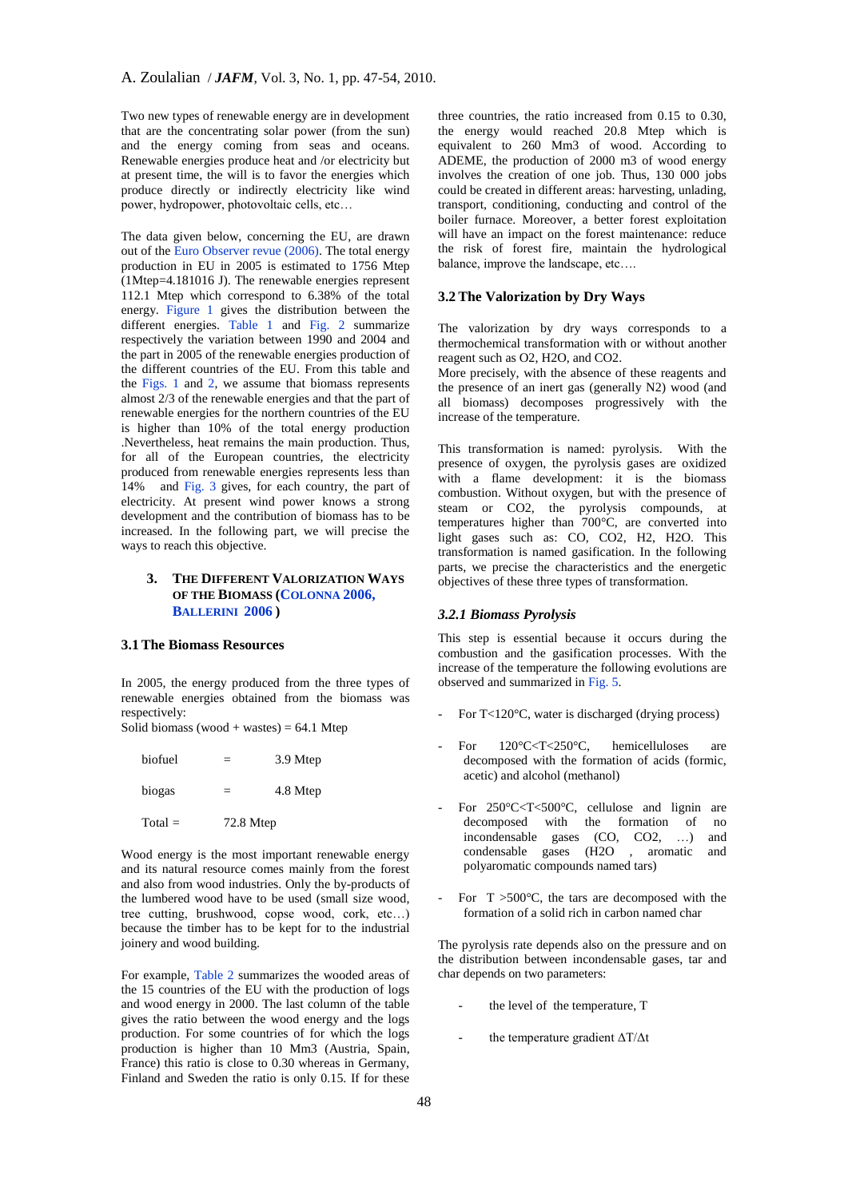Two new types of renewable energy are in development that are the concentrating solar power (from the sun) and the energy coming from seas and oceans. Renewable energies produce heat and /or electricity but at present time, the will is to favor the energies which produce directly or indirectly electricity like wind power, hydropower, photovoltaic cells, etc…

The data given below, concerning the EU, are drawn out of the Euro Observer revue (2006). The total energy production in EU in 2005 is estimated to 1756 Mtep (1Mtep=4.181016 J). The renewable energies represent 112.1 Mtep which correspond to 6.38% of the total energy. Figure 1 gives the distribution between the different energies. Table 1 and Fig. 2 summarize respectively the variation between 1990 and 2004 and the part in 2005 of the renewable energies production of the different countries of the EU. From this table and the Figs. 1 and 2, we assume that biomass represents almost 2/3 of the renewable energies and that the part of renewable energies for the northern countries of the EU is higher than 10% of the total energy production .Nevertheless, heat remains the main production. Thus, for all of the European countries, the electricity produced from renewable energies represents less than 14% and Fig. 3 gives, for each country, the part of electricity. At present wind power knows a strong development and the contribution of biomass has to be increased. In the following part, we will precise the ways to reach this objective.

## 3. THE DIFFERENT VALORIZATION WAYS OF THE BIOMASS (COLONNA 2006, BALLERINI 2006 )

### 3.1 The Biomass Resources

In 2005, the energy produced from the three types of renewable energies obtained from the biomass was respectively:

Solid biomass (wood + wastes) = 64.1 Mtep

biofuel = 3.9 Mtep

biogas = 4.8 Mtep

Total = 72.8 Mtep

Wood energy is the most important renewable energy and its natural resource comes mainly from the forest and also from wood industries. Only the by-products of the lumbered wood have to be used (small size wood, tree cutting, brushwood, copse wood, cork, etc…) because the timber has to be kept for to the industrial joinery and wood building.

For example, Table 2 summarizes the wooded areas of the 15 countries of the EU with the production of logs and wood energy in 2000. The last column of the table gives the ratio between the wood energy and the logs production. For some countries of for which the logs production is higher than 10 Mm3 (Austria, Spain, France) this ratio is close to 0.30 whereas in Germany, Finland and Sweden the ratio is only 0.15. If for these three countries, the ratio increased from 0.15 to 0.30, the energy would reached 20.8 Mtep which is equivalent to 260 Mm3 of wood. According to ADEME, the production of 2000 m3 of wood energy involves the creation of one job. Thus, 130 000 jobs could be created in different areas: harvesting, unlading, transport, conditioning, conducting and control of the boiler furnace. Moreover, a better forest exploitation will have an impact on the forest maintenance: reduce the risk of forest fire, maintain the hydrological balance, improve the landscape, etc….

### 3.2 The Valorization by Dry Ways

The valorization by dry ways corresponds to a thermochemical transformation with or without another reagent such as $O_2$, $H_2O$, and $CO_2$.
More precisely, with the absence of these reagents and the presence of an inert gas (generally $N_2$) wood (and all biomass) decomposes progressively with the increase of the temperature.

This transformation is named: pyrolysis. With the presence of oxygen, the pyrolysis gases are oxidized with a flame development: it is the biomass combustion. Without oxygen, but with the presence of steam or $CO_2$, the pyrolysis compounds, at temperatures higher than 700°C, are converted into light gases such as: $CO$, $CO_2$, $H_2$, $H_2O$. This transformation is named gasification. In the following parts, we precise the characteristics and the energetic objectives of these three types of transformation.

#### *3.2.1 Biomass Pyrolysis*

This step is essential because it occurs during the combustion and the gasification processes. With the increase of the temperature the following evolutions are observed and summarized in Fig. 5.

- For T<120°C, water is discharged (drying process)
- For 120°C<T<250°C, hemicelluloses are decomposed with the formation of acids (formic, acetic) and alcohol (methanol)
- For 250°C<T<500°C, cellulose and lignin are decomposed with the formation of no incondensable gases ($CO$, $CO_2$, …) and condensable gases ($H_2O$ , aromatic and polyaromatic compounds named tars)
- For T >500°C, the tars are decomposed with the formation of a solid rich in carbon named char

The pyrolysis rate depends also on the pressure and on the distribution between incondensable gases, tar and char depends on two parameters:

- the level of the temperature, T
- the temperature gradient $\Delta T/\Delta t$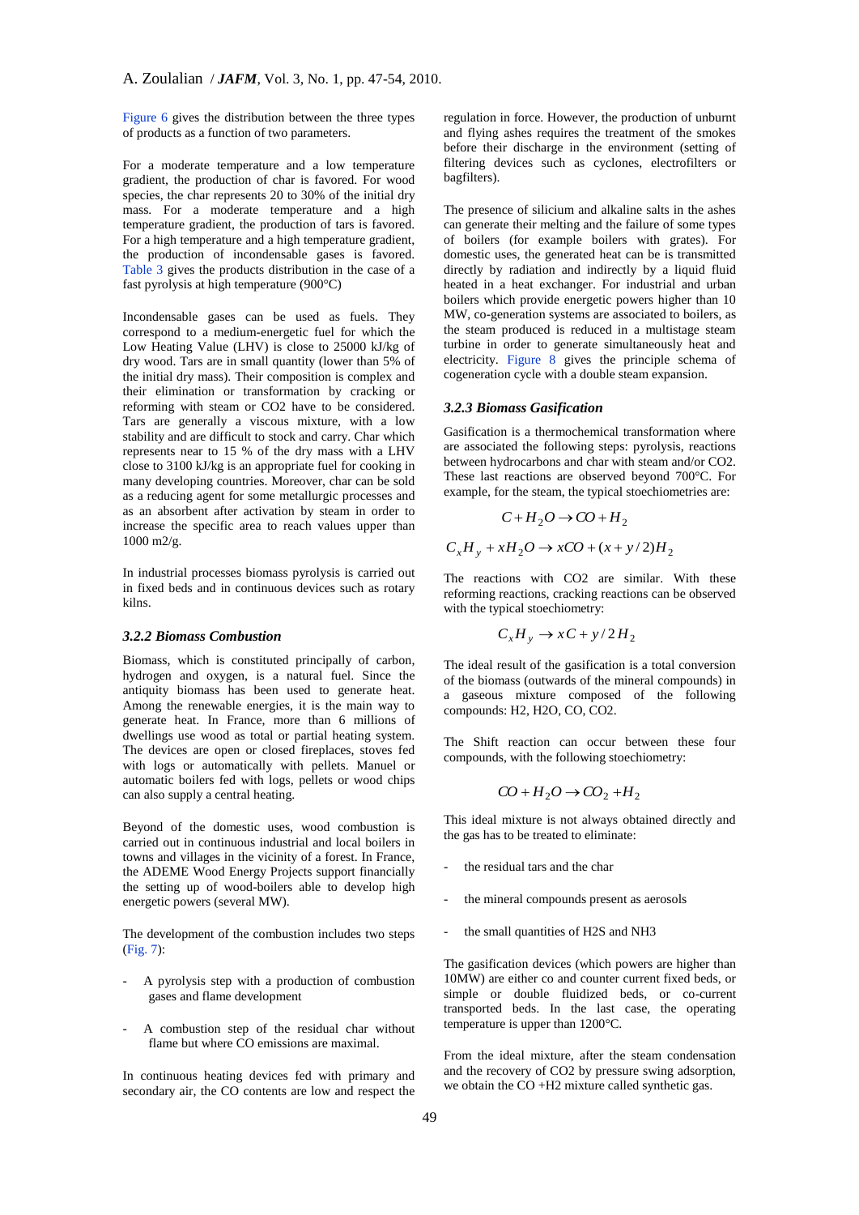Figure 6 gives the distribution between the three types of products as a function of two parameters.

For a moderate temperature and a low temperature gradient, the production of char is favored. For wood species, the char represents 20 to 30% of the initial dry mass. For a moderate temperature and a high temperature gradient, the production of tars is favored. For a high temperature and a high temperature gradient, the production of incondensable gases is favored. Table 3 gives the products distribution in the case of a fast pyrolysis at high temperature (900°C)

Incondensable gases can be used as fuels. They correspond to a medium-energetic fuel for which the Low Heating Value (LHV) is close to 25000 kJ/kg of dry wood. Tars are in small quantity (lower than 5% of the initial dry mass). Their composition is complex and their elimination or transformation by cracking or reforming with steam or CO2 have to be considered. Tars are generally a viscous mixture, with a low stability and are difficult to stock and carry. Char which represents near to 15 % of the dry mass with a LHV close to 3100 kJ/kg is an appropriate fuel for cooking in many developing countries. Moreover, char can be sold as a reducing agent for some metallurgic processes and as an absorbent after activation by steam in order to increase the specific area to reach values upper than 1000 m2/g.

In industrial processes biomass pyrolysis is carried out in fixed beds and in continuous devices such as rotary kilns.

### *3.2.2 Biomass Combustion*

Biomass, which is constituted principally of carbon, hydrogen and oxygen, is a natural fuel. Since the antiquity biomass has been used to generate heat. Among the renewable energies, it is the main way to generate heat. In France, more than 6 millions of dwellings use wood as total or partial heating system. The devices are open or closed fireplaces, stoves fed with logs or automatically with pellets. Manuel or automatic boilers fed with logs, pellets or wood chips can also supply a central heating.

Beyond of the domestic uses, wood combustion is carried out in continuous industrial and local boilers in towns and villages in the vicinity of a forest. In France, the ADEME Wood Energy Projects support financially the setting up of wood-boilers able to develop high energetic powers (several MW).

The development of the combustion includes two steps (Fig. 7):

- A pyrolysis step with a production of combustion gases and flame development
- A combustion step of the residual char without flame but where CO emissions are maximal.

In continuous heating devices fed with primary and secondary air, the CO contents are low and respect the regulation in force. However, the production of unburnt and flying ashes requires the treatment of the smokes before their discharge in the environment (setting of filtering devices such as cyclones, electrofilters or bagfilters).

The presence of silicium and alkaline salts in the ashes can generate their melting and the failure of some types of boilers (for example boilers with grates). For domestic uses, the generated heat can be transmitted directly by radiation and indirectly by a liquid fluid heated in a heat exchanger. For industrial and urban boilers which provide energetic powers higher than 10 MW, co-generation systems are associated to boilers, as the steam produced is reduced in a multistage steam turbine in order to generate simultaneously heat and electricity. Figure 8 gives the principle schema of cogeneration cycle with a double steam expansion.

### *3.2.3 Biomass Gasification*

Gasification is a thermochemical transformation where are associated the following steps: pyrolysis, reactions between hydrocarbons and char with steam and/or CO2. These last reactions are observed beyond 700°C. For example, for the steam, the typical stoechiometries are:

$$C + H_2O \rightarrow CO + H_2$$

$$C_xH_y + xH_2O \rightarrow xCO + (x + y/2)H_2$$

The reactions with CO2 are similar. With these reforming reactions, cracking reactions can be observed with the typical stoechiometry:

$$C_xH_y \rightarrow xC + y/2\,H_2$$

The ideal result of the gasification is a total conversion of the biomass (outwards of the mineral compounds) in a gaseous mixture composed of the following compounds: H2, H2O, CO, CO2.

The Shift reaction can occur between these four compounds, with the following stoechiometry:

$$CO + H_2O \rightarrow CO_2 + H_2$$

This ideal mixture is not always obtained directly and the gas has to be treated to eliminate:

- the residual tars and the char
- the mineral compounds present as aerosols
- the small quantities of H2S and NH3

The gasification devices (which powers are higher than 10MW) are either co and counter current fixed beds, or simple or double fluidized beds, or co-current transported beds. In the last case, the operating temperature is upper than 1200°C.

From the ideal mixture, after the steam condensation and the recovery of CO2 by pressure swing adsorption, we obtain the CO +H2 mixture called synthetic gas.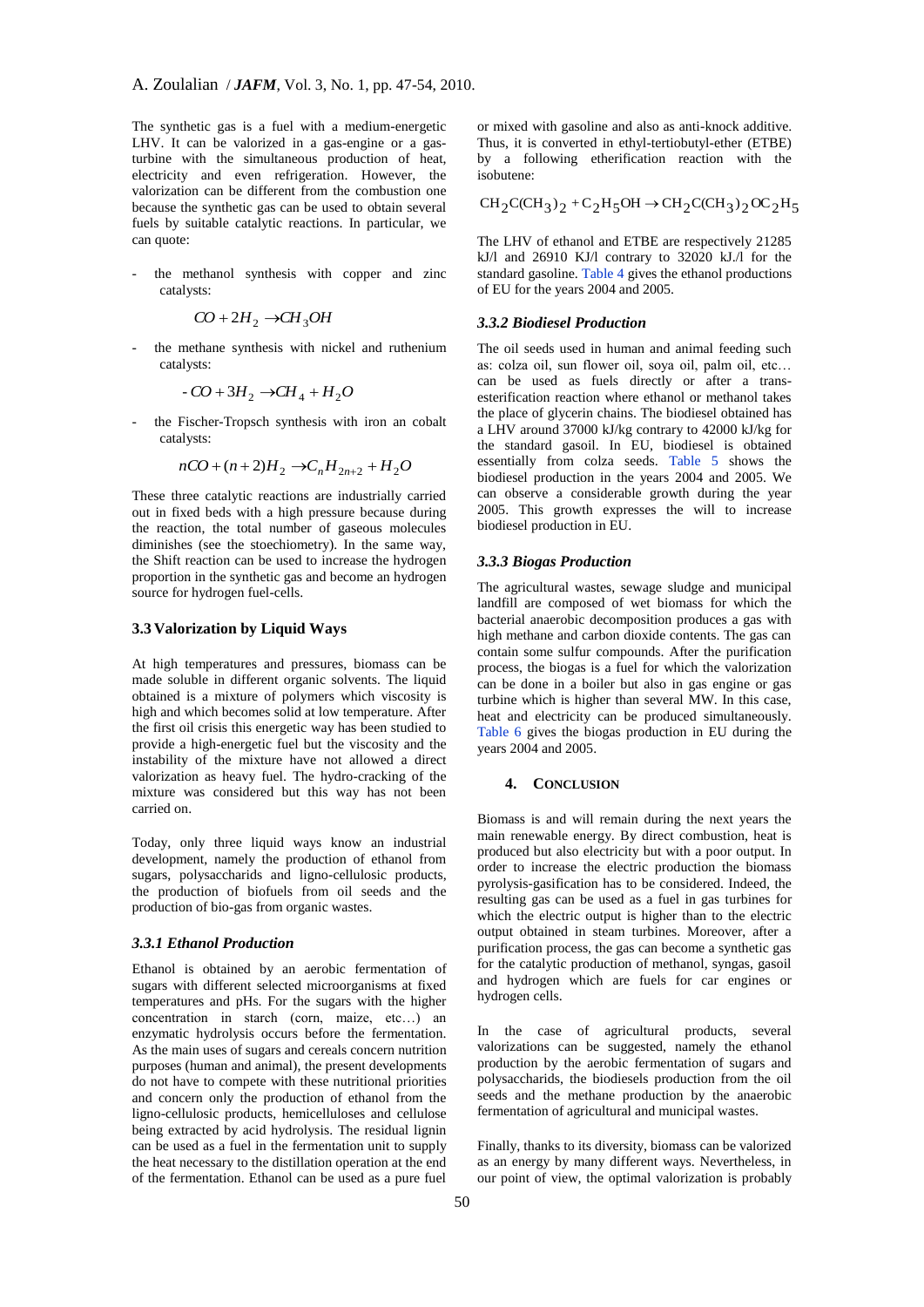The synthetic gas is a fuel with a medium-energetic LHV. It can be valorized in a gas-engine or a gas-turbine with the simultaneous production of heat, electricity and even refrigeration. However, the valorization can be different from the combustion one because the synthetic gas can be used to obtain several fuels by suitable catalytic reactions. In particular, we can quote:

- the methanol synthesis with copper and zinc catalysts:

$$CO + 2H_2 \rightarrow CH_3OH$$

- the methane synthesis with nickel and ruthenium catalysts:

$$-CO + 3H_2 \rightarrow CH_4 + H_2O$$

- the Fischer-Tropsch synthesis with iron an cobalt catalysts:

$$nCO + (n+2)H_2 \rightarrow C_nH_{2n+2} + H_2O$$

These three catalytic reactions are industrially carried out in fixed beds with a high pressure because during the reaction, the total number of gaseous molecules diminishes (see the stoechiometry). In the same way, the Shift reaction can be used to increase the hydrogen proportion in the synthetic gas and become an hydrogen source for hydrogen fuel-cells.

## 3.3 Valorization by Liquid Ways

At high temperatures and pressures, biomass can be made soluble in different organic solvents. The liquid obtained is a mixture of polymers which viscosity is high and which becomes solid at low temperature. After the first oil crisis this energetic way has been studied to provide a high-energetic fuel but the viscosity and the instability of the mixture have not allowed a direct valorization as heavy fuel. The hydro-cracking of the mixture was considered but this way has not been carried on.

Today, only three liquid ways know an industrial development, namely the production of ethanol from sugars, polysaccharids and ligno-cellulosic products, the production of biofuels from oil seeds and the production of bio-gas from organic wastes.

### *3.3.1 Ethanol Production*

Ethanol is obtained by an aerobic fermentation of sugars with different selected microorganisms at fixed temperatures and pHs. For the sugars with the higher concentration in starch (corn, maize, etc…) an enzymatic hydrolysis occurs before the fermentation. As the main uses of sugars and cereals concern nutrition purposes (human and animal), the present developments do not have to compete with these nutritional priorities and concern only the production of ethanol from the ligno-cellulosic products, hemicelluloses and cellulose being extracted by acid hydrolysis. The residual lignin can be used as a fuel in the fermentation unit to supply the heat necessary to the distillation operation at the end of the fermentation. Ethanol can be used as a pure fuel or mixed with gasoline and also as anti-knock additive. Thus, it is converted in ethyl-tertiobutyl-ether (ETBE) by a following etherification reaction with the isobutene:

$$CH_2C(CH_3)_2 + C_2H_5OH \rightarrow CH_2C(CH_3)_2OC_2H_5$$

The LHV of ethanol and ETBE are respectively 21285 kJ/l and 26910 KJ/l contrary to 32020 kJ./l for the standard gasoline. Table 4 gives the ethanol productions of EU for the years 2004 and 2005.

### *3.3.2 Biodiesel Production*

The oil seeds used in human and animal feeding such as: colza oil, sun flower oil, soya oil, palm oil, etc… can be used as fuels directly or after a trans-esterification reaction where ethanol or methanol takes the place of glycerin chains. The biodiesel obtained has a LHV around 37000 kJ/kg contrary to 42000 kJ/kg for the standard gasoil. In EU, biodiesel is obtained essentially from colza seeds. Table 5 shows the biodiesel production in the years 2004 and 2005. We can observe a considerable growth during the year 2005. This growth expresses the will to increase biodiesel production in EU.

### *3.3.3 Biogas Production*

The agricultural wastes, sewage sludge and municipal landfill are composed of wet biomass for which the bacterial anaerobic decomposition produces a gas with high methane and carbon dioxide contents. The gas can contain some sulfur compounds. After the purification process, the biogas is a fuel for which the valorization can be done in a boiler but also in gas engine or gas turbine which is higher than several MW. In this case, heat and electricity can be produced simultaneously. Table 6 gives the biogas production in EU during the years 2004 and 2005.

## 4. CONCLUSION

Biomass is and will remain during the next years the main renewable energy. By direct combustion, heat is produced but also electricity but with a poor output. In order to increase the electric production the biomass pyrolysis-gasification has to be considered. Indeed, the resulting gas can be used as a fuel in gas turbines for which the electric output is higher than to the electric output obtained in steam turbines. Moreover, after a purification process, the gas can become a synthetic gas for the catalytic production of methanol, syngas, gasoil and hydrogen which are fuels for car engines or hydrogen cells.

In the case of agricultural products, several valorizations can be suggested, namely the ethanol production by the aerobic fermentation of sugars and polysaccharids, the biodiesels production from the oil seeds and the methane production by the anaerobic fermentation of agricultural and municipal wastes.

Finally, thanks to its diversity, biomass can be valorized as an energy by many different ways. Nevertheless, in our point of view, the optimal valorization is probably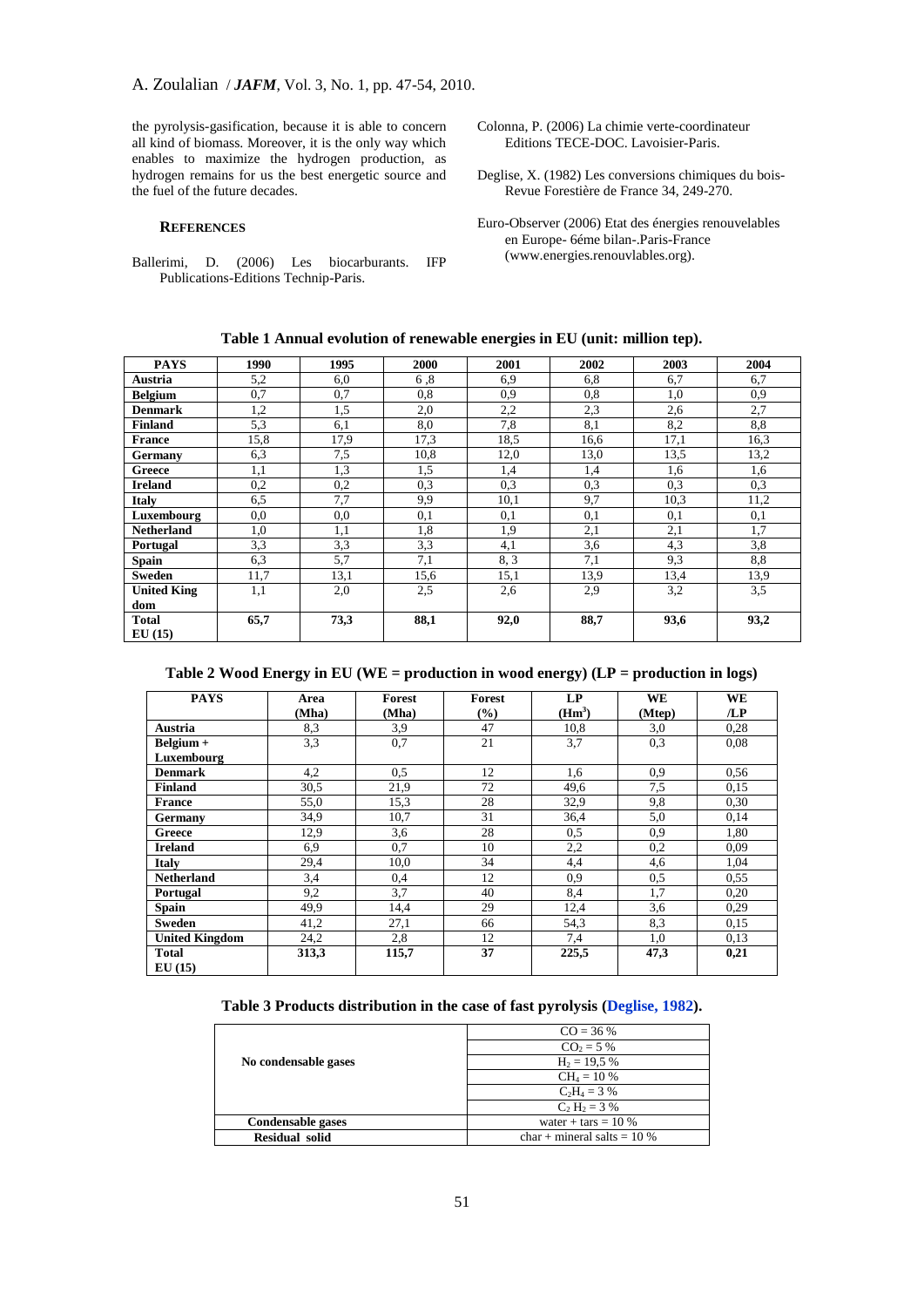the pyrolysis-gasification, because it is able to concern all kind of biomass. Moreover, it is the only way which enables to maximize the hydrogen production, as hydrogen remains for us the best energetic source and the fuel of the future decades.

## REFERENCES

Ballerimi, D. (2006) Les biocarburants. IFP Publications-Editions Technip-Paris.

Colonna, P. (2006) La chimie verte-coordinateur Editions TECE-DOC. Lavoisier-Paris.

Deglise, X. (1982) Les conversions chimiques du bois- Revue Forestière de France 34, 249-270.

Euro-Observer (2006) Etat des énergies renouvelables en Europe- 6éme bilan-.Paris-France (www.energies.renouvlables.org).

**Table 1 Annual evolution of renewable energies in EU (unit: million tep).**

| PAYS | 1990 | 1995 | 2000 | 2001 | 2002 | 2003 | 2004 |
|---|---|---|---|---|---|---|---|
| **Austria** | 5,2 | 6,0 | 6 ,8 | 6,9 | 6,8 | 6,7 | 6,7 |
| **Belgium** | 0,7 | 0,7 | 0,8 | 0,9 | 0,8 | 1,0 | 0,9 |
| **Denmark** | 1,2 | 1,5 | 2,0 | 2,2 | 2,3 | 2,6 | 2,7 |
| **Finland** | 5,3 | 6,1 | 8,0 | 7,8 | 8,1 | 8,2 | 8,8 |
| **France** | 15,8 | 17,9 | 17,3 | 18,5 | 16,6 | 17,1 | 16,3 |
| **Germany** | 6,3 | 7,5 | 10,8 | 12,0 | 13,0 | 13,5 | 13,2 |
| **Greece** | 1,1 | 1,3 | 1,5 | 1,4 | 1,4 | 1,6 | 1,6 |
| **Ireland** | 0,2 | 0,2 | 0,3 | 0,3 | 0,3 | 0,3 | 0,3 |
| **Italy** | 6,5 | 7,7 | 9,9 | 10,1 | 9,7 | 10,3 | 11,2 |
| **Luxembourg** | 0,0 | 0,0 | 0,1 | 0,1 | 0,1 | 0,1 | 0,1 |
| **Netherland** | 1,0 | 1,1 | 1,8 | 1,9 | 2,1 | 2,1 | 1,7 |
| **Portugal** | 3,3 | 3,3 | 3,3 | 4,1 | 3,6 | 4,3 | 3,8 |
| **Spain** | 6,3 | 5,7 | 7,1 | 8, 3 | 7,1 | 9,3 | 8,8 |
| **Sweden** | 11,7 | 13,1 | 15,6 | 15,1 | 13,9 | 13,4 | 13,9 |
| **United King dom** | 1,1 | 2,0 | 2,5 | 2,6 | 2,9 | 3,2 | 3,5 |
| **Total EU (15)** | **65,7** | **73,3** | **88,1** | **92,0** | **88,7** | **93,6** | **93,2** |

**Table 2 Wood Energy in EU (WE = production in wood energy) (LP = production in logs)**

| PAYS | Area (Mha) | Forest (Mha) | Forest (%) | LP ($Hm^3$) | WE (Mtep) | WE /LP |
|---|---|---|---|---|---|---|
| **Austria** | 8,3 | 3,9 | 47 | 10,8 | 3,0 | 0,28 |
| **Belgium + Luxembourg** | 3,3 | 0,7 | 21 | 3,7 | 0,3 | 0,08 |
| **Denmark** | 4,2 | 0,5 | 12 | 1,6 | 0,9 | 0,56 |
| **Finland** | 30,5 | 21,9 | 72 | 49,6 | 7,5 | 0,15 |
| **France** | 55,0 | 15,3 | 28 | 32,9 | 9,8 | 0,30 |
| **Germany** | 34,9 | 10,7 | 31 | 36,4 | 5,0 | 0,14 |
| **Greece** | 12,9 | 3,6 | 28 | 0,5 | 0,9 | 1,80 |
| **Ireland** | 6,9 | 0,7 | 10 | 2,2 | 0,2 | 0,09 |
| **Italy** | 29,4 | 10,0 | 34 | 4,4 | 4,6 | 1,04 |
| **Netherland** | 3,4 | 0,4 | 12 | 0,9 | 0,5 | 0,55 |
| **Portugal** | 9,2 | 3,7 | 40 | 8,4 | 1,7 | 0,20 |
| **Spain** | 49,9 | 14,4 | 29 | 12,4 | 3,6 | 0,29 |
| **Sweden** | 41,2 | 27,1 | 66 | 54,3 | 8,3 | 0,15 |
| **United Kingdom** | 24,2 | 2,8 | 12 | 7,4 | 1,0 | 0,13 |
| **Total EU (15)** | **313,3** | **115,7** | **37** | **225,5** | **47,3** | **0,21** |

**Table 3 Products distribution in the case of fast pyrolysis (Deglise, 1982).**

| | |
|---|---|
| **No condensable gases** | $CO$ = 36 % |
| | $CO_2$ = 5 % |
| | $H_2$ = 19,5 % |
| | $CH_4$ = 10 % |
| | $C_2H_4$ = 3 % |
| | $C_2H_2$ = 3 % |
| **Condensable gases** | water + tars = 10 % |
| **Residual solid** | char + mineral salts = 10 % |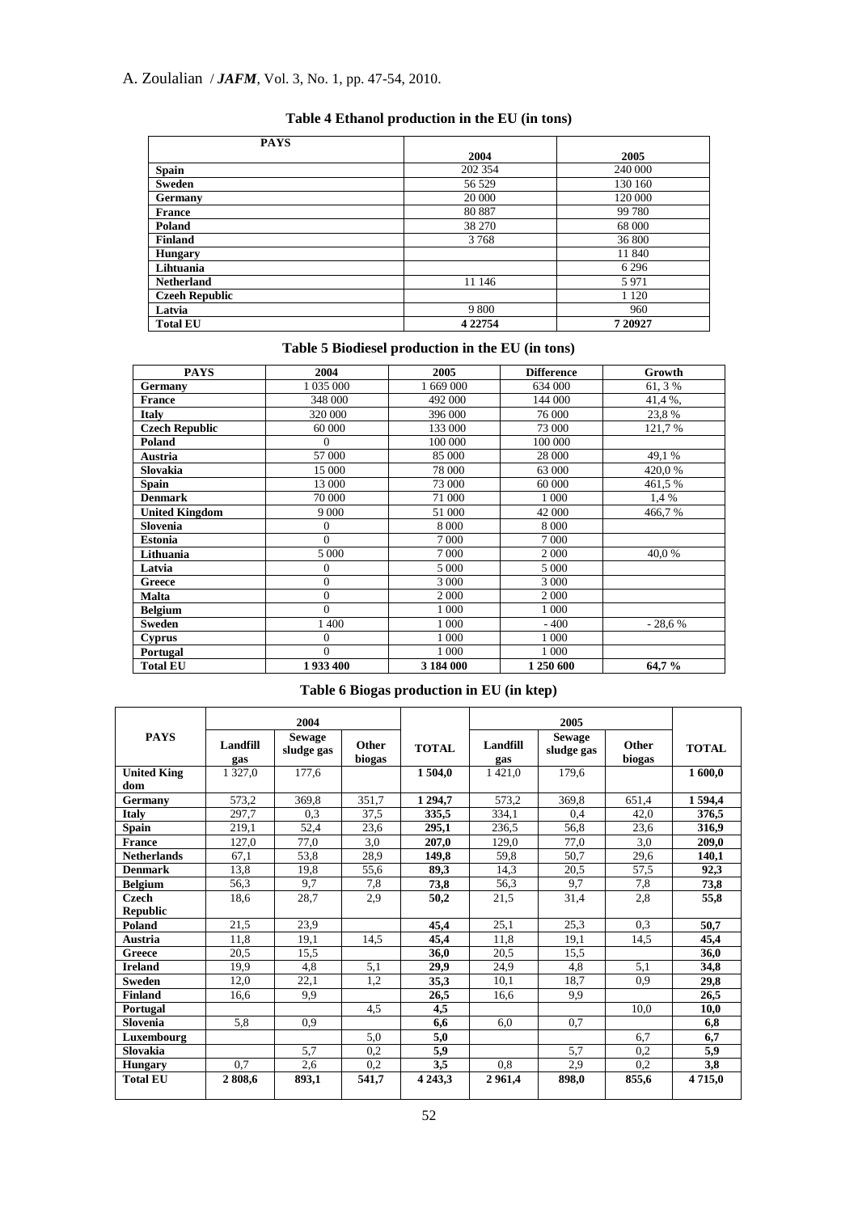**Table 4 Ethanol production in the EU (in tons)**

| PAYS | 2004 | 2005 |
|---|---|---|
| Spain | 202 354 | 240 000 |
| Sweden | 56 529 | 130 160 |
| Germany | 20 000 | 120 000 |
| France | 80 887 | 99 780 |
| Poland | 38 270 | 68 000 |
| Finland | 3 768 | 36 800 |
| Hungary | | 11 840 |
| Lihtuania | | 6 296 |
| Netherland | 11 146 | 5 971 |
| Czeeh Republic | | 1 120 |
| Latvia | 9 800 | 960 |
| Total EU | 4 22754 | 7 20927 |

**Table 5 Biodiesel production in the EU (in tons)**

| PAYS | 2004 | 2005 | Difference | Growth |
|---|---|---|---|---|
| Germany | 1 035 000 | 1 669 000 | 634 000 | 61, 3 % |
| France | 348 000 | 492 000 | 144 000 | 41,4 %, |
| Italy | 320 000 | 396 000 | 76 000 | 23,8 % |
| Czech Republic | 60 000 | 133 000 | 73 000 | 121,7 % |
| Poland | 0 | 100 000 | 100 000 | |
| Austria | 57 000 | 85 000 | 28 000 | 49,1 % |
| Slovakia | 15 000 | 78 000 | 63 000 | 420,0 % |
| Spain | 13 000 | 73 000 | 60 000 | 461,5 % |
| Denmark | 70 000 | 71 000 | 1 000 | 1,4 % |
| United Kingdom | 9 000 | 51 000 | 42 000 | 466,7 % |
| Slovenia | 0 | 8 000 | 8 000 | |
| Estonia | 0 | 7 000 | 7 000 | |
| Lithuania | 5 000 | 7 000 | 2 000 | 40,0 % |
| Latvia | 0 | 5 000 | 5 000 | |
| Greece | 0 | 3 000 | 3 000 | |
| Malta | 0 | 2 000 | 2 000 | |
| Belgium | 0 | 1 000 | 1 000 | |
| Sweden | 1 400 | 1 000 | - 400 | - 28,6 % |
| Cyprus | 0 | 1 000 | 1 000 | |
| Portugal | 0 | 1 000 | 1 000 | |
| Total EU | 1 933 400 | 3 184 000 | 1 250 600 | 64,7 % |

**Table 6 Biogas production in EU (in ktep)**

| PAYS | 2004 | | | | 2005 | | | |
|---|---|---|---|---|---|---|---|---|
| | Landfill gas | Sewage sludge gas | Other biogas | TOTAL | Landfill gas | Sewage sludge gas | Other biogas | TOTAL |
| United Kingdom | 1 327,0 | 177,6 | | 1 504,0 | 1 421,0 | 179,6 | | 1 600,0 |
| Germany | 573,2 | 369,8 | 351,7 | 1 294,7 | 573,2 | 369,8 | 651,4 | 1 594,4 |
| Italy | 297,7 | 0,3 | 37,5 | 335,5 | 334,1 | 0,4 | 42,0 | 376,5 |
| Spain | 219,1 | 52,4 | 23,6 | 295,1 | 236,5 | 56,8 | 23,6 | 316,9 |
| France | 127,0 | 77,0 | 3,0 | 207,0 | 129,0 | 77,0 | 3,0 | 209,0 |
| Netherlands | 67,1 | 53,8 | 28,9 | 149,8 | 59,8 | 50,7 | 29,6 | 140,1 |
| Denmark | 13,8 | 19,8 | 55,6 | 89,3 | 14,3 | 20,5 | 57,5 | 92,3 |
| Belgium | 56,3 | 9,7 | 7,8 | 73,8 | 56,3 | 9,7 | 7,8 | 73,8 |
| Czech Republic | 18,6 | 28,7 | 2,9 | 50,2 | 21,5 | 31,4 | 2,8 | 55,8 |
| Poland | 21,5 | 23,9 | | 45,4 | 25,1 | 25,3 | 0,3 | 50,7 |
| Austria | 11,8 | 19,1 | 14,5 | 45,4 | 11,8 | 19,1 | 14,5 | 45,4 |
| Greece | 20,5 | 15,5 | | 36,0 | 20,5 | 15,5 | | 36,0 |
| Ireland | 19,9 | 4,8 | 5,1 | 29,9 | 24,9 | 4,8 | 5,1 | 34,8 |
| Sweden | 12,0 | 22,1 | 1,2 | 35,3 | 10,1 | 18,7 | 0,9 | 29,8 |
| Finland | 16,6 | 9,9 | | 26,5 | 16,6 | 9,9 | | 26,5 |
| Portugal | | | 4,5 | 4,5 | | | 10,0 | 10,0 |
| Slovenia | 5,8 | 0,9 | | 6,6 | 6,0 | 0,7 | | 6,8 |
| Luxembourg | | | 5,0 | 5,0 | | | 6,7 | 6,7 |
| Slovakia | | 5,7 | 0,2 | 5,9 | | 5,7 | 0,2 | 5,9 |
| Hungary | 0,7 | 2,6 | 0,2 | 3,5 | 0,8 | 2,9 | 0,2 | 3,8 |
| Total EU | 2 808,6 | 893,1 | 541,7 | 4 243,3 | 2 961,4 | 898,0 | 855,6 | 4 715,0 |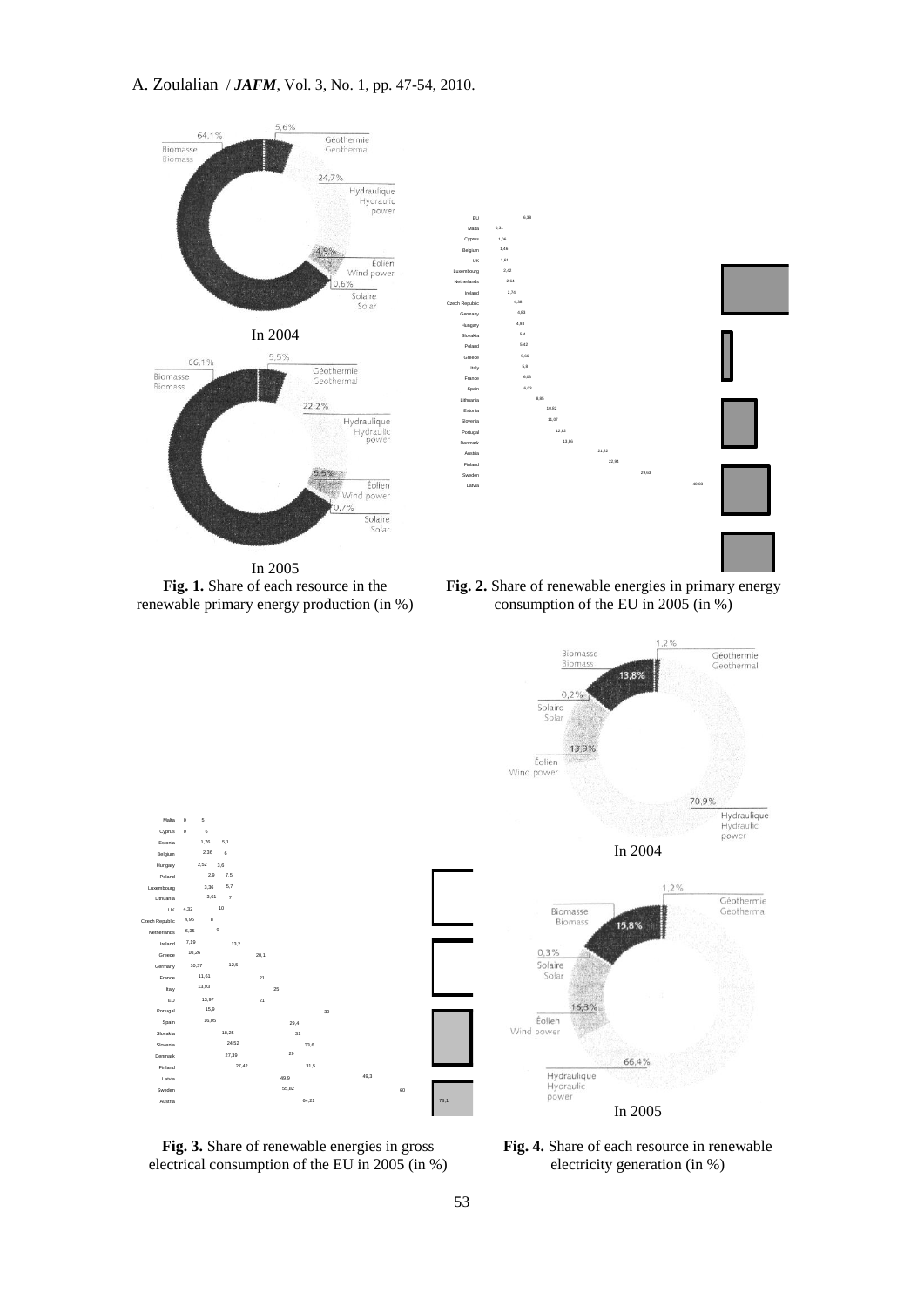**Fig. 1.** Share of each resource in the renewable primary energy production (in %)

**Fig. 2.** Share of renewable energies in primary energy consumption of the EU in 2005 (in %)

**Fig. 3.** Share of renewable energies in gross electrical consumption of the EU in 2005 (in %)

**Fig. 4.** Share of each resource in renewable electricity generation (in %)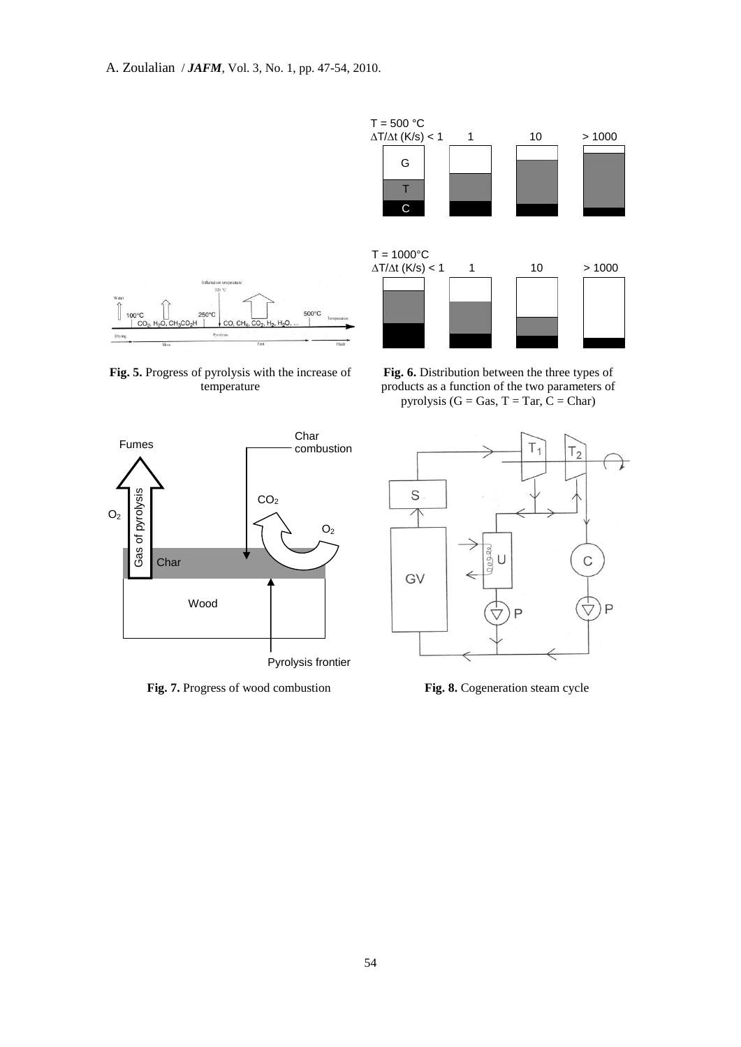Water

100°C

$CO_2$, $H_2O$, $CH_3CO_2H$

Inflamation temperature

320 °C

250°C

$CO$, $CH_4$, $CO_2$, $H_2$, $H_2O$, ...

500°C

Temperature

Drying

Slow

Pyrolysis

Fast

Flash

**Fig. 5.** Progress of pyrolysis with the increase of temperature

T = 500 °C

$\Delta T/\Delta t$ (K/s) < 1 1 10 > 1000

G

T

C

T = 1000°C

$\Delta T/\Delta t$ (K/s) < 1 1 10 > 1000

**Fig. 6.** Distribution between the three types of products as a function of the two parameters of pyrolysis (G = Gas, T = Tar, C = Char)

Fumes

$O_2$

Gas of pyrolysis

Char combustion

$CO_2$

$O_2$

Char

Wood

Pyrolysis frontier

**Fig. 7.** Progress of wood combustion

$T_1$

$T_2$

S

GV

U

C

P

P

**Fig. 8.** Cogeneration steam cycle